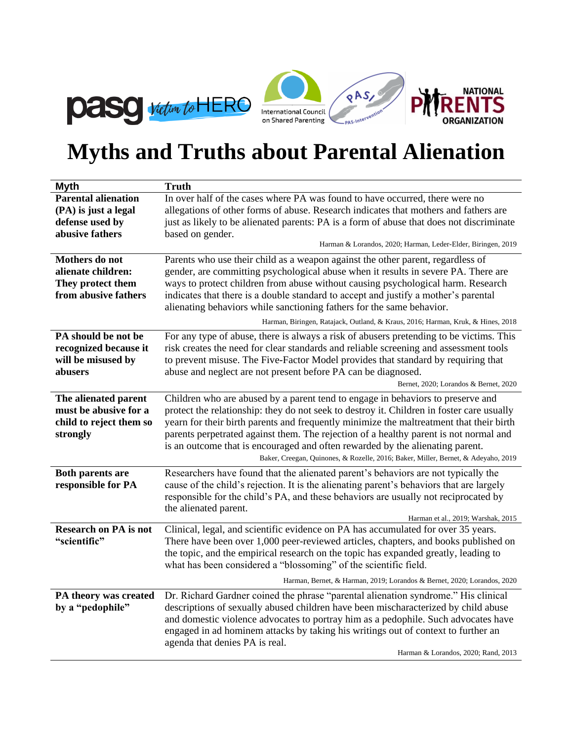# Myths and Truths about Parental Alienation

| Myth | Truth |
|---|---|
| **Parental alienation (PA) is just a legal defense used by abusive fathers** | In over half of the cases where PA was found to have occurred, there were no allegations of other forms of abuse. Research indicates that mothers and fathers are just as likely to be alienated parents: PA is a form of abuse that does not discriminate based on gender. Harman & Lorandos, 2020; Harman, Leder-Elder, Biringen, 2019 |
| **Mothers do not alienate children: They protect them from abusive fathers** | Parents who use their child as a weapon against the other parent, regardless of gender, are committing psychological abuse when it results in severe PA. There are ways to protect children from abuse without causing psychological harm. Research indicates that there is a double standard to accept and justify a mother's parental alienating behaviors while sanctioning fathers for the same behavior. Harman, Biringen, Ratajack, Outland, & Kraus, 2016; Harman, Kruk, & Hines, 2018 |
| **PA should be not be recognized because it will be misused by abusers** | For any type of abuse, there is always a risk of abusers pretending to be victims. This risk creates the need for clear standards and reliable screening and assessment tools to prevent misuse. The Five-Factor Model provides that standard by requiring that abuse and neglect are not present before PA can be diagnosed. Bernet, 2020; Lorandos & Bernet, 2020 |
| **The alienated parent must be abusive for a child to reject them so strongly** | Children who are abused by a parent tend to engage in behaviors to preserve and protect the relationship: they do not seek to destroy it. Children in foster care usually yearn for their birth parents and frequently minimize the maltreatment that their birth parents perpetrated against them. The rejection of a healthy parent is not normal and is an outcome that is encouraged and often rewarded by the alienating parent. Baker, Creegan, Quinones, & Rozelle, 2016; Baker, Miller, Bernet, & Adeyaho, 2019 |
| **Both parents are responsible for PA** | Researchers have found that the alienated parent's behaviors are not typically the cause of the child's rejection. It is the alienating parent's behaviors that are largely responsible for the child's PA, and these behaviors are usually not reciprocated by the alienated parent. Harman et al., 2019; Warshak, 2015 |
| **Research on PA is not "scientific"** | Clinical, legal, and scientific evidence on PA has accumulated for over 35 years. There have been over 1,000 peer-reviewed articles, chapters, and books published on the topic, and the empirical research on the topic has expanded greatly, leading to what has been considered a "blossoming" of the scientific field. Harman, Bernet, & Harman, 2019; Lorandos & Bernet, 2020; Lorandos, 2020 |
| **PA theory was created by a "pedophile"** | Dr. Richard Gardner coined the phrase "parental alienation syndrome." His clinical descriptions of sexually abused children have been mischaracterized by child abuse and domestic violence advocates to portray him as a pedophile. Such advocates have engaged in ad hominem attacks by taking his writings out of context to further an agenda that denies PA is real. Harman & Lorandos, 2020; Rand, 2013 |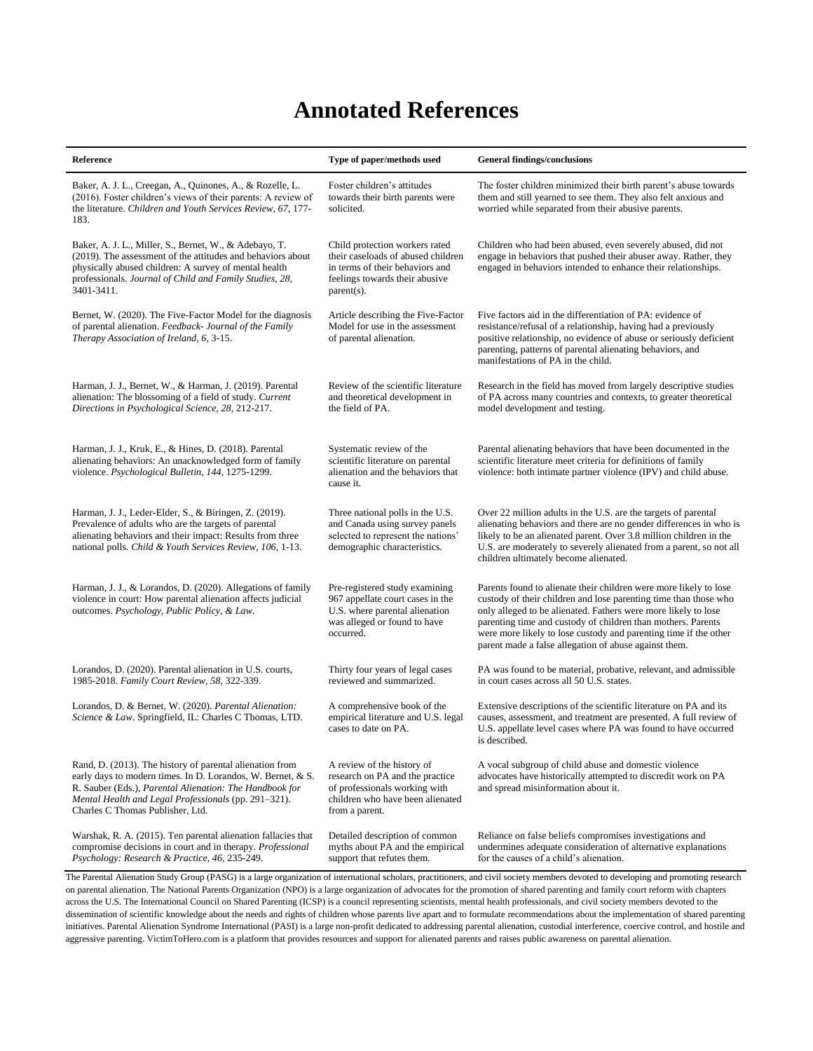# Annotated References

| Reference | Type of paper/methods used | General findings/conclusions |
|---|---|---|
| Baker, A. J. L., Creegan, A., Quinones, A., & Rozelle, L. (2016). Foster children's views of their parents: A review of the literature. *Children and Youth Services Review, 67*, 177-183. | Foster children's attitudes towards their birth parents were solicited. | The foster children minimized their birth parent's abuse towards them and still yearned to see them. They also felt anxious and worried while separated from their abusive parents. |
| Baker, A. J. L., Miller, S., Bernet, W., & Adebayo, T. (2019). The assessment of the attitudes and behaviors about physically abused children: A survey of mental health professionals. *Journal of Child and Family Studies, 28*, 3401-3411. | Child protection workers rated their caseloads of abused children in terms of their behaviors and feelings towards their abusive parent(s). | Children who had been abused, even severely abused, did not engage in behaviors that pushed their abuser away. Rather, they engaged in behaviors intended to enhance their relationships. |
| Bernet, W. (2020). The Five-Factor Model for the diagnosis of parental alienation. *Feedback- Journal of the Family Therapy Association of Ireland, 6*, 3-15. | Article describing the Five-Factor Model for use in the assessment of parental alienation. | Five factors aid in the differentiation of PA: evidence of resistance/refusal of a relationship, having had a previously positive relationship, no evidence of abuse or seriously deficient parenting, patterns of parental alienating behaviors, and manifestations of PA in the child. |
| Harman, J. J., Bernet, W., & Harman, J. (2019). Parental alienation: The blossoming of a field of study. *Current Directions in Psychological Science, 28*, 212-217. | Review of the scientific literature and theoretical development in the field of PA. | Research in the field has moved from largely descriptive studies of PA across many countries and contexts, to greater theoretical model development and testing. |
| Harman, J. J., Kruk, E., & Hines, D. (2018). Parental alienating behaviors: An unacknowledged form of family violence. *Psychological Bulletin, 144*, 1275-1299. | Systematic review of the scientific literature on parental alienation and the behaviors that cause it. | Parental alienating behaviors that have been documented in the scientific literature meet criteria for definitions of family violence: both intimate partner violence (IPV) and child abuse. |
| Harman, J. J., Leder-Elder, S., & Biringen, Z. (2019). Prevalence of adults who are the targets of parental alienating behaviors and their impact: Results from three national polls. *Child & Youth Services Review, 106*, 1-13. | Three national polls in the U.S. and Canada using survey panels selected to represent the nations' demographic characteristics. | Over 22 million adults in the U.S. are the targets of parental alienating behaviors and there are no gender differences in who is likely to be an alienated parent. Over 3.8 million children in the U.S. are moderately to severely alienated from a parent, so not all children ultimately become alienated. |
| Harman, J. J., & Lorandos, D. (2020). Allegations of family violence in court: How parental alienation affects judicial outcomes. *Psychology, Public Policy, & Law*. | Pre-registered study examining 967 appellate court cases in the U.S. where parental alienation was alleged or found to have occurred. | Parents found to alienate their children were more likely to lose custody of their children and lose parenting time than those who only alleged to be alienated. Fathers were more likely to lose parenting time and custody of children than mothers. Parents were more likely to lose custody and parenting time if the other parent made a false allegation of abuse against them. |
| Lorandos, D. (2020). Parental alienation in U.S. courts, 1985-2018. *Family Court Review, 58*, 322-339. | Thirty four years of legal cases reviewed and summarized. | PA was found to be material, probative, relevant, and admissible in court cases across all 50 U.S. states. |
| Lorandos, D. & Bernet, W. (2020). *Parental Alienation: Science & Law*. Springfield, IL: Charles C Thomas, LTD. | A comprehensive book of the empirical literature and U.S. legal cases to date on PA. | Extensive descriptions of the scientific literature on PA and its causes, assessment, and treatment are presented. A full review of U.S. appellate level cases where PA was found to have occurred is described. |
| Rand, D. (2013). The history of parental alienation from early days to modern times. In D. Lorandos, W. Bernet, & S. R. Sauber (Eds.), *Parental Alienation: The Handbook for Mental Health and Legal Professionals* (pp. 291–321). Charles C Thomas Publisher, Ltd. | A review of the history of research on PA and the practice of professionals working with children who have been alienated from a parent. | A vocal subgroup of child abuse and domestic violence advocates have historically attempted to discredit work on PA and spread misinformation about it. |
| Warshak, R. A. (2015). Ten parental alienation fallacies that compromise decisions in court and in therapy. *Professional Psychology: Research & Practice, 46*, 235-249. | Detailed description of common myths about PA and the empirical support that refutes them. | Reliance on false beliefs compromises investigations and undermines adequate consideration of alternative explanations for the causes of a child's alienation. |

The Parental Alienation Study Group (PASG) is a large organization of international scholars, practitioners, and civil society members devoted to developing and promoting research on parental alienation. The National Parents Organization (NPO) is a large organization of advocates for the promotion of shared parenting and family court reform with chapters across the U.S. The International Council on Shared Parenting (ICSP) is a council representing scientists, mental health professionals, and civil society members devoted to the dissemination of scientific knowledge about the needs and rights of children whose parents live apart and to formulate recommendations about the implementation of shared parenting initiatives. Parental Alienation Syndrome International (PASI) is a large non-profit dedicated to addressing parental alienation, custodial interference, coercive control, and hostile and aggressive parenting. VictimToHero.com is a platform that provides resources and support for alienated parents and raises public awareness on parental alienation.